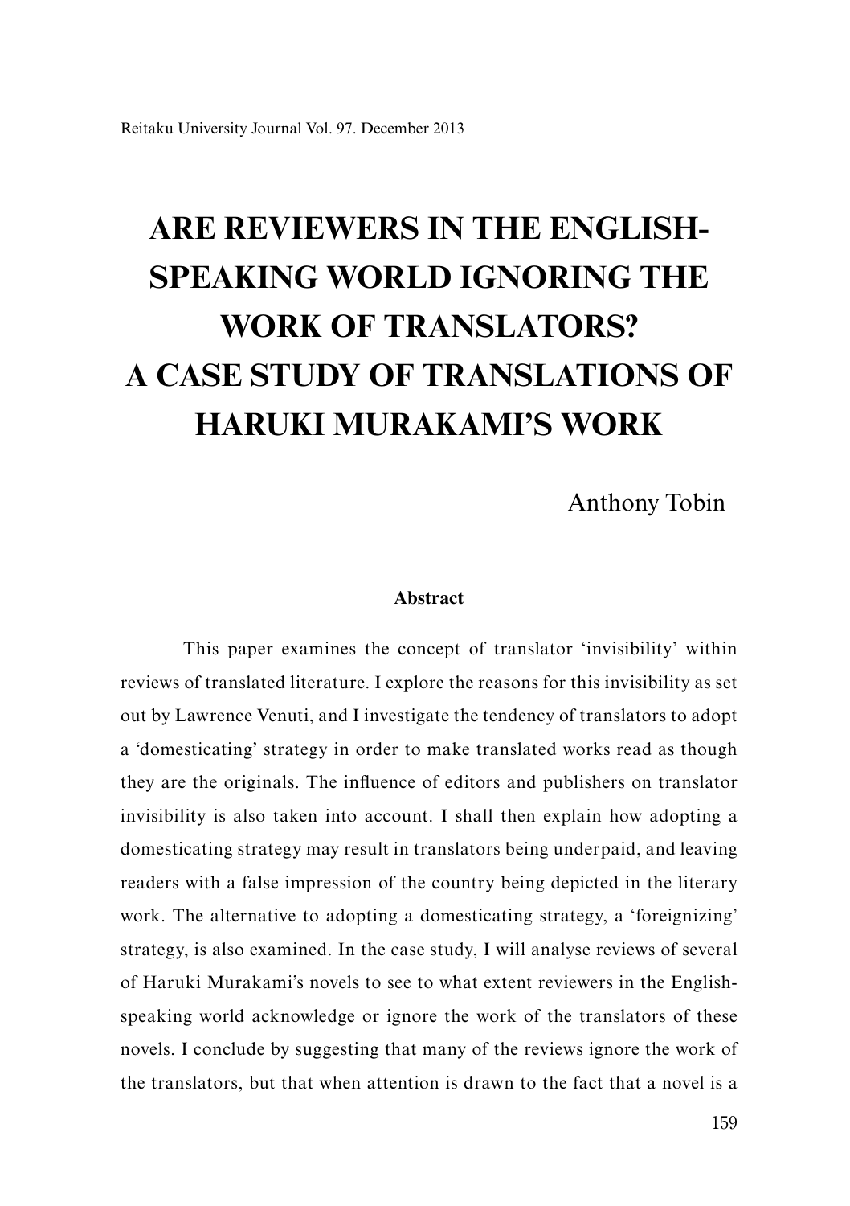# ARE REVIEWERS IN THE ENGLISH-SPEAKING WORLD IGNORING THE WORK OF TRANSLATORS? A CASE STUDY OF TRANSLATIONS OF HARUKI MURAKAMI'S WORK

Anthony Tobin

### Abstract

This paper examines the concept of translator 'invisibility' within reviews of translated literature. I explore the reasons for this invisibility as set out by Lawrence Venuti, and I investigate the tendency of translators to adopt a 'domesticating' strategy in order to make translated works read as though they are the originals. The influence of editors and publishers on translator invisibility is also taken into account. I shall then explain how adopting a domesticating strategy may result in translators being underpaid, and leaving readers with a false impression of the country being depicted in the literary work. The alternative to adopting a domesticating strategy, a 'foreignizing' strategy, is also examined. In the case study, I will analyse reviews of several of Haruki Murakami's novels to see to what extent reviewers in the English-speaking world acknowledge or ignore the work of the translators of these novels. I conclude by suggesting that many of the reviews ignore the work of the translators, but that when attention is drawn to the fact that a novel is a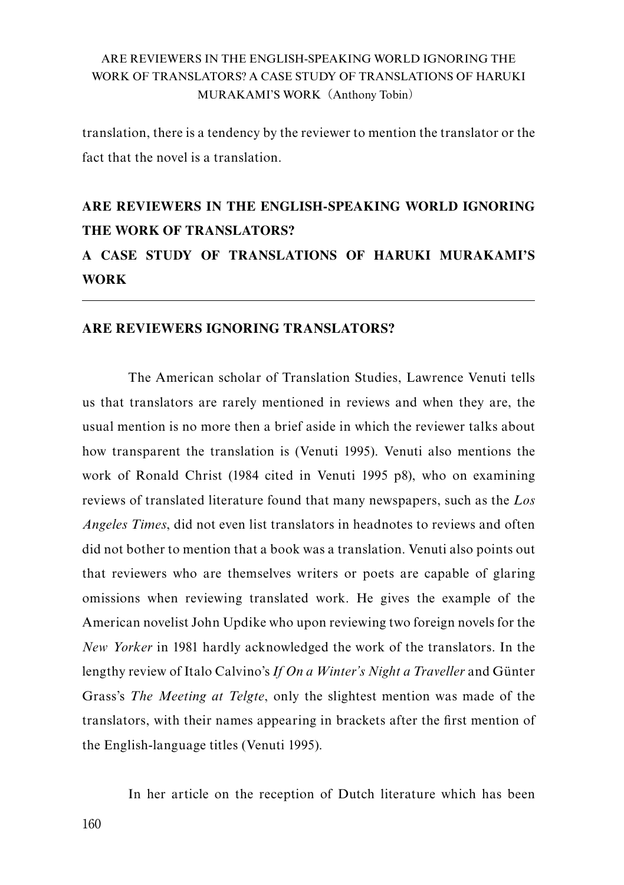translation, there is a tendency by the reviewer to mention the translator or the fact that the novel is a translation.

# ARE REVIEWERS IN THE ENGLISH-SPEAKING WORLD IGNORING THE WORK OF TRANSLATORS?
# A CASE STUDY OF TRANSLATIONS OF HARUKI MURAKAMI'S WORK

## ARE REVIEWERS IGNORING TRANSLATORS?

The American scholar of Translation Studies, Lawrence Venuti tells us that translators are rarely mentioned in reviews and when they are, the usual mention is no more then a brief aside in which the reviewer talks about how transparent the translation is (Venuti 1995). Venuti also mentions the work of Ronald Christ (1984 cited in Venuti 1995 p8), who on examining reviews of translated literature found that many newspapers, such as the *Los Angeles Times*, did not even list translators in headnotes to reviews and often did not bother to mention that a book was a translation. Venuti also points out that reviewers who are themselves writers or poets are capable of glaring omissions when reviewing translated work. He gives the example of the American novelist John Updike who upon reviewing two foreign novels for the *New Yorker* in 1981 hardly acknowledged the work of the translators. In the lengthy review of Italo Calvino's *If On a Winter's Night a Traveller* and Günter Grass's *The Meeting at Telgte*, only the slightest mention was made of the translators, with their names appearing in brackets after the first mention of the English-language titles (Venuti 1995).

In her article on the reception of Dutch literature which has been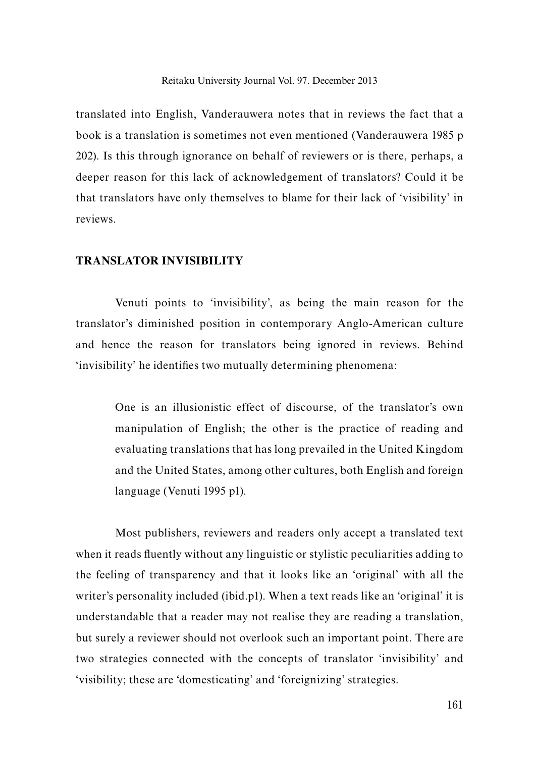translated into English, Vanderauwera notes that in reviews the fact that a book is a translation is sometimes not even mentioned (Vanderauwera 1985 p 202). Is this through ignorance on behalf of reviewers or is there, perhaps, a deeper reason for this lack of acknowledgement of translators? Could it be that translators have only themselves to blame for their lack of 'visibility' in reviews.

## TRANSLATOR INVISIBILITY

Venuti points to 'invisibility', as being the main reason for the translator's diminished position in contemporary Anglo-American culture and hence the reason for translators being ignored in reviews. Behind 'invisibility' he identifies two mutually determining phenomena:

> One is an illusionistic effect of discourse, of the translator's own manipulation of English; the other is the practice of reading and evaluating translations that has long prevailed in the United Kingdom and the United States, among other cultures, both English and foreign language (Venuti 1995 p1).

Most publishers, reviewers and readers only accept a translated text when it reads fluently without any linguistic or stylistic peculiarities adding to the feeling of transparency and that it looks like an 'original' with all the writer's personality included (ibid.p1). When a text reads like an 'original' it is understandable that a reader may not realise they are reading a translation, but surely a reviewer should not overlook such an important point. There are two strategies connected with the concepts of translator 'invisibility' and 'visibility; these are 'domesticating' and 'foreignizing' strategies.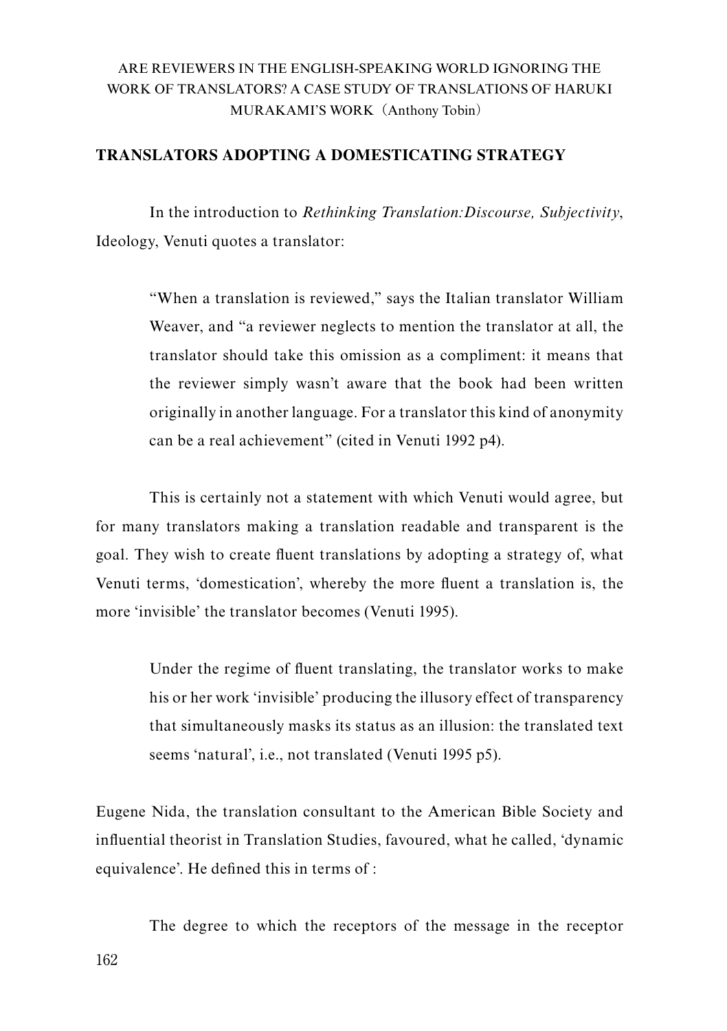## TRANSLATORS ADOPTING A DOMESTICATING STRATEGY

In the introduction to *Rethinking Translation:Discourse, Subjectivity*, Ideology, Venuti quotes a translator:

> "When a translation is reviewed," says the Italian translator William Weaver, and "a reviewer neglects to mention the translator at all, the translator should take this omission as a compliment: it means that the reviewer simply wasn't aware that the book had been written originally in another language. For a translator this kind of anonymity can be a real achievement" (cited in Venuti 1992 p4).

This is certainly not a statement with which Venuti would agree, but for many translators making a translation readable and transparent is the goal. They wish to create fluent translations by adopting a strategy of, what Venuti terms, 'domestication', whereby the more fluent a translation is, the more 'invisible' the translator becomes (Venuti 1995).

> Under the regime of fluent translating, the translator works to make his or her work 'invisible' producing the illusory effect of transparency that simultaneously masks its status as an illusion: the translated text seems 'natural', i.e., not translated (Venuti 1995 p5).

Eugene Nida, the translation consultant to the American Bible Society and influential theorist in Translation Studies, favoured, what he called, 'dynamic equivalence'. He defined this in terms of :

> The degree to which the receptors of the message in the receptor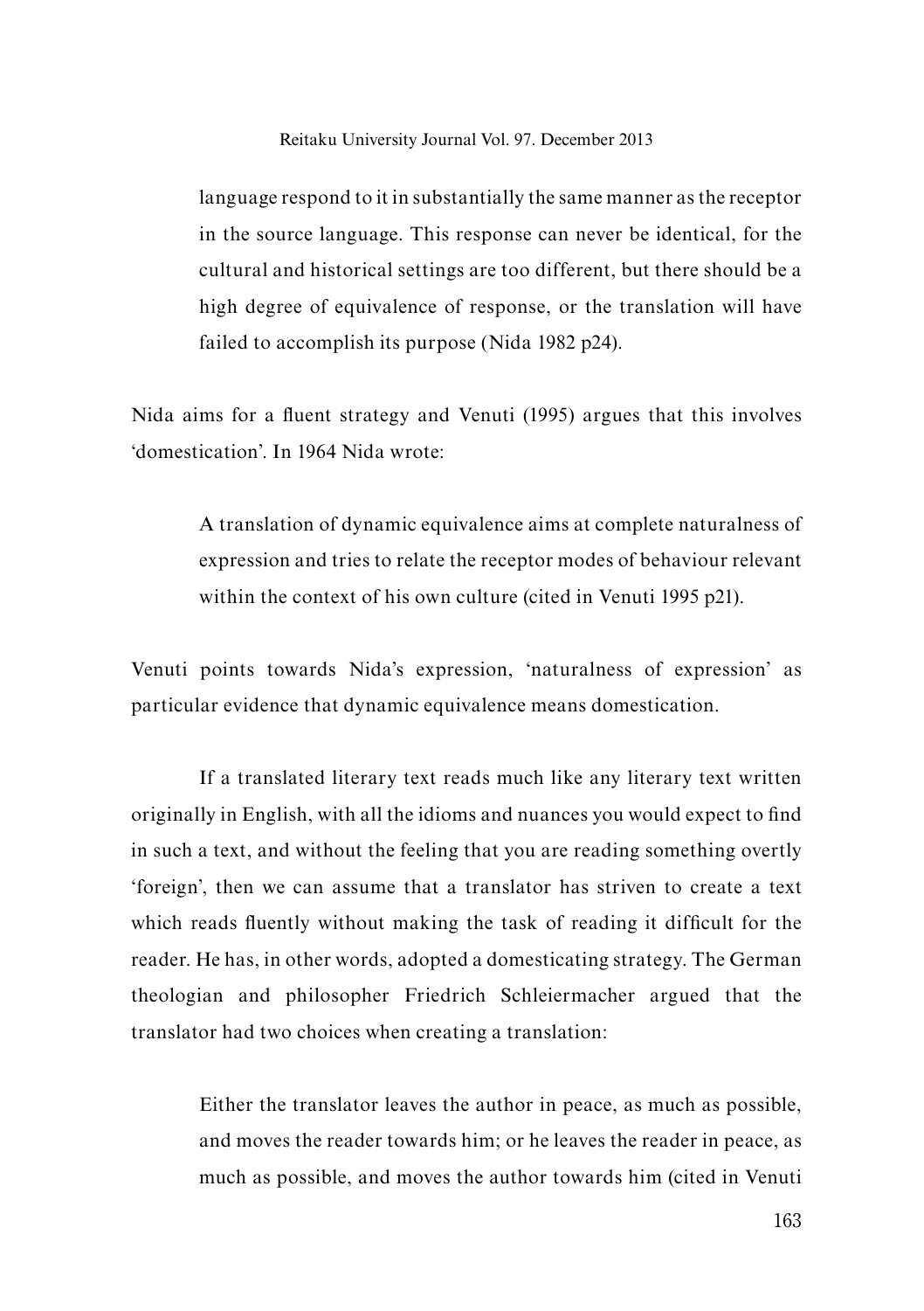> language respond to it in substantially the same manner as the receptor in the source language. This response can never be identical, for the cultural and historical settings are too different, but there should be a high degree of equivalence of response, or the translation will have failed to accomplish its purpose (Nida 1982 p24).

Nida aims for a fluent strategy and Venuti (1995) argues that this involves 'domestication'. In 1964 Nida wrote:

> A translation of dynamic equivalence aims at complete naturalness of expression and tries to relate the receptor modes of behaviour relevant within the context of his own culture (cited in Venuti 1995 p21).

Venuti points towards Nida's expression, 'naturalness of expression' as particular evidence that dynamic equivalence means domestication.

If a translated literary text reads much like any literary text written originally in English, with all the idioms and nuances you would expect to find in such a text, and without the feeling that you are reading something overtly 'foreign', then we can assume that a translator has striven to create a text which reads fluently without making the task of reading it difficult for the reader. He has, in other words, adopted a domesticating strategy. The German theologian and philosopher Friedrich Schleiermacher argued that the translator had two choices when creating a translation:

> Either the translator leaves the author in peace, as much as possible, and moves the reader towards him; or he leaves the reader in peace, as much as possible, and moves the author towards him (cited in Venuti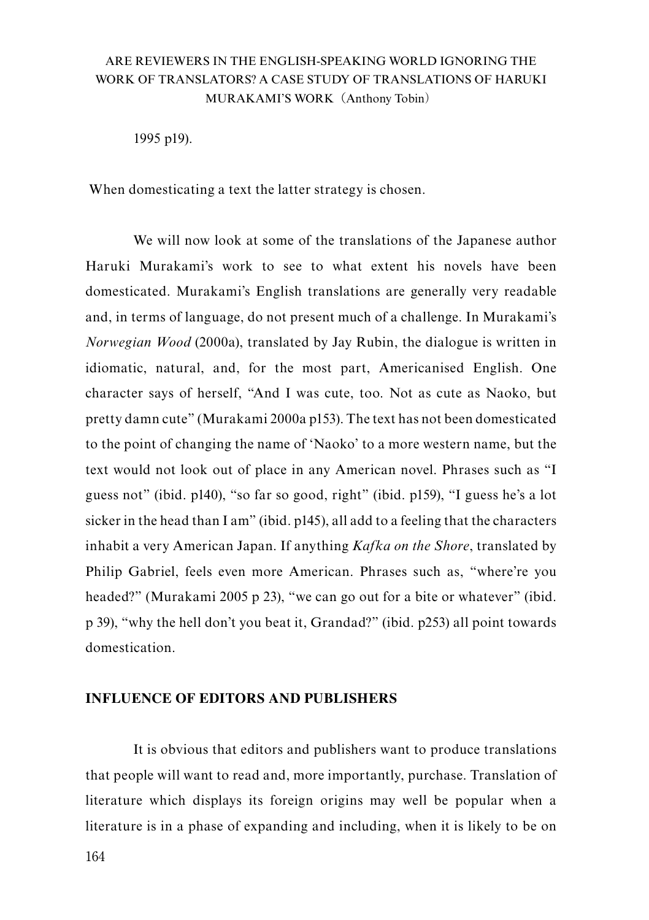1995 p19).

When domesticating a text the latter strategy is chosen.

We will now look at some of the translations of the Japanese author Haruki Murakami's work to see to what extent his novels have been domesticated. Murakami's English translations are generally very readable and, in terms of language, do not present much of a challenge. In Murakami's *Norwegian Wood* (2000a), translated by Jay Rubin, the dialogue is written in idiomatic, natural, and, for the most part, Americanised English. One character says of herself, "And I was cute, too. Not as cute as Naoko, but pretty damn cute" (Murakami 2000a p153). The text has not been domesticated to the point of changing the name of 'Naoko' to a more western name, but the text would not look out of place in any American novel. Phrases such as "I guess not" (ibid. p140), "so far so good, right" (ibid. p159), "I guess he's a lot sicker in the head than I am" (ibid. p145), all add to a feeling that the characters inhabit a very American Japan. If anything *Kafka on the Shore*, translated by Philip Gabriel, feels even more American. Phrases such as, "where're you headed?" (Murakami 2005 p 23), "we can go out for a bite or whatever" (ibid. p 39), "why the hell don't you beat it, Grandad?" (ibid. p253) all point towards domestication.

## INFLUENCE OF EDITORS AND PUBLISHERS

It is obvious that editors and publishers want to produce translations that people will want to read and, more importantly, purchase. Translation of literature which displays its foreign origins may well be popular when a literature is in a phase of expanding and including, when it is likely to be on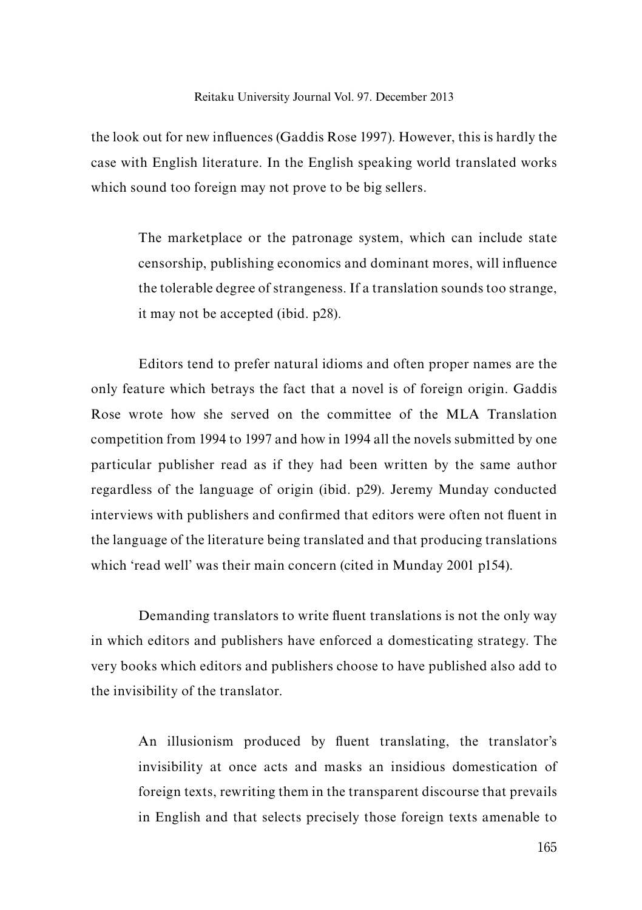the look out for new influences (Gaddis Rose 1997). However, this is hardly the case with English literature. In the English speaking world translated works which sound too foreign may not prove to be big sellers.

> The marketplace or the patronage system, which can include state censorship, publishing economics and dominant mores, will influence the tolerable degree of strangeness. If a translation sounds too strange, it may not be accepted (ibid. p28).

Editors tend to prefer natural idioms and often proper names are the only feature which betrays the fact that a novel is of foreign origin. Gaddis Rose wrote how she served on the committee of the MLA Translation competition from 1994 to 1997 and how in 1994 all the novels submitted by one particular publisher read as if they had been written by the same author regardless of the language of origin (ibid. p29). Jeremy Munday conducted interviews with publishers and confirmed that editors were often not fluent in the language of the literature being translated and that producing translations which 'read well' was their main concern (cited in Munday 2001 p154).

Demanding translators to write fluent translations is not the only way in which editors and publishers have enforced a domesticating strategy. The very books which editors and publishers choose to have published also add to the invisibility of the translator.

> An illusionism produced by fluent translating, the translator's invisibility at once acts and masks an insidious domestication of foreign texts, rewriting them in the transparent discourse that prevails in English and that selects precisely those foreign texts amenable to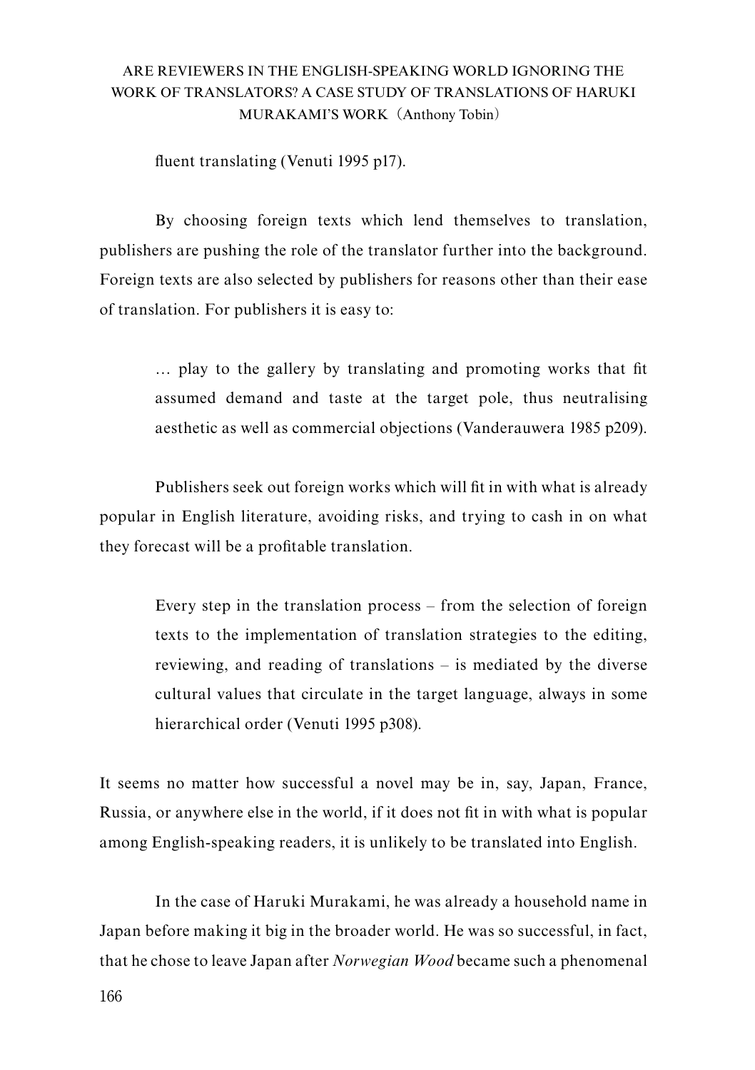fluent translating (Venuti 1995 p17).

By choosing foreign texts which lend themselves to translation, publishers are pushing the role of the translator further into the background. Foreign texts are also selected by publishers for reasons other than their ease of translation. For publishers it is easy to:

> … play to the gallery by translating and promoting works that fit assumed demand and taste at the target pole, thus neutralising aesthetic as well as commercial objections (Vanderauwera 1985 p209).

Publishers seek out foreign works which will fit in with what is already popular in English literature, avoiding risks, and trying to cash in on what they forecast will be a profitable translation.

> Every step in the translation process – from the selection of foreign texts to the implementation of translation strategies to the editing, reviewing, and reading of translations – is mediated by the diverse cultural values that circulate in the target language, always in some hierarchical order (Venuti 1995 p308).

It seems no matter how successful a novel may be in, say, Japan, France, Russia, or anywhere else in the world, if it does not fit in with what is popular among English-speaking readers, it is unlikely to be translated into English.

In the case of Haruki Murakami, he was already a household name in Japan before making it big in the broader world. He was so successful, in fact, that he chose to leave Japan after *Norwegian Wood* became such a phenomenal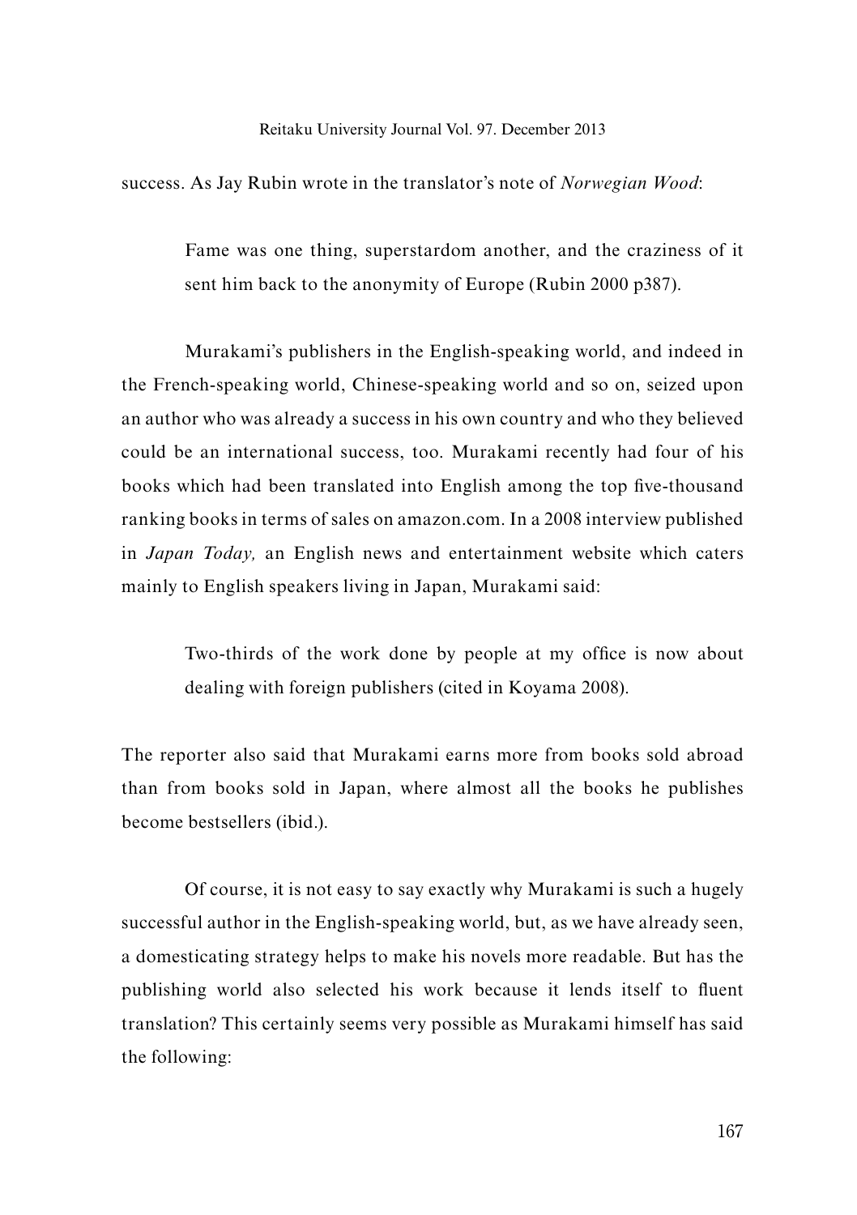success. As Jay Rubin wrote in the translator's note of *Norwegian Wood*:

> Fame was one thing, superstardom another, and the craziness of it sent him back to the anonymity of Europe (Rubin 2000 p387).

Murakami's publishers in the English-speaking world, and indeed in the French-speaking world, Chinese-speaking world and so on, seized upon an author who was already a success in his own country and who they believed could be an international success, too. Murakami recently had four of his books which had been translated into English among the top five-thousand ranking books in terms of sales on amazon.com. In a 2008 interview published in *Japan Today,* an English news and entertainment website which caters mainly to English speakers living in Japan, Murakami said:

> Two-thirds of the work done by people at my office is now about dealing with foreign publishers (cited in Koyama 2008).

The reporter also said that Murakami earns more from books sold abroad than from books sold in Japan, where almost all the books he publishes become bestsellers (ibid.).

Of course, it is not easy to say exactly why Murakami is such a hugely successful author in the English-speaking world, but, as we have already seen, a domesticating strategy helps to make his novels more readable. But has the publishing world also selected his work because it lends itself to fluent translation? This certainly seems very possible as Murakami himself has said the following: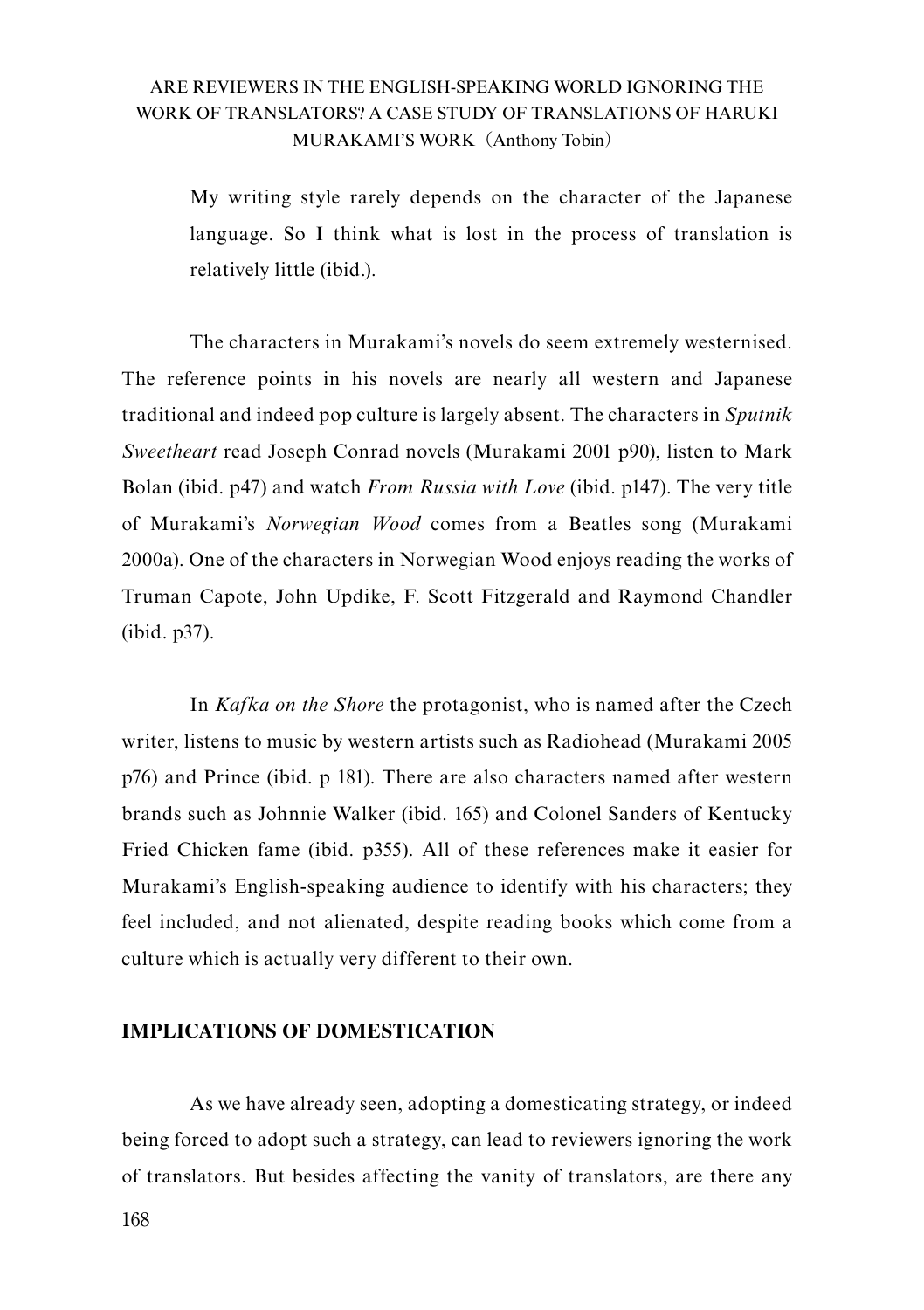> My writing style rarely depends on the character of the Japanese language. So I think what is lost in the process of translation is relatively little (ibid.).

The characters in Murakami's novels do seem extremely westernised. The reference points in his novels are nearly all western and Japanese traditional and indeed pop culture is largely absent. The characters in *Sputnik Sweetheart* read Joseph Conrad novels (Murakami 2001 p90), listen to Mark Bolan (ibid. p47) and watch *From Russia with Love* (ibid. p147). The very title of Murakami's *Norwegian Wood* comes from a Beatles song (Murakami 2000a). One of the characters in Norwegian Wood enjoys reading the works of Truman Capote, John Updike, F. Scott Fitzgerald and Raymond Chandler (ibid. p37).

In *Kafka on the Shore* the protagonist, who is named after the Czech writer, listens to music by western artists such as Radiohead (Murakami 2005 p76) and Prince (ibid. p 181). There are also characters named after western brands such as Johnnie Walker (ibid. 165) and Colonel Sanders of Kentucky Fried Chicken fame (ibid. p355). All of these references make it easier for Murakami's English-speaking audience to identify with his characters; they feel included, and not alienated, despite reading books which come from a culture which is actually very different to their own.

## IMPLICATIONS OF DOMESTICATION

As we have already seen, adopting a domesticating strategy, or indeed being forced to adopt such a strategy, can lead to reviewers ignoring the work of translators. But besides affecting the vanity of translators, are there any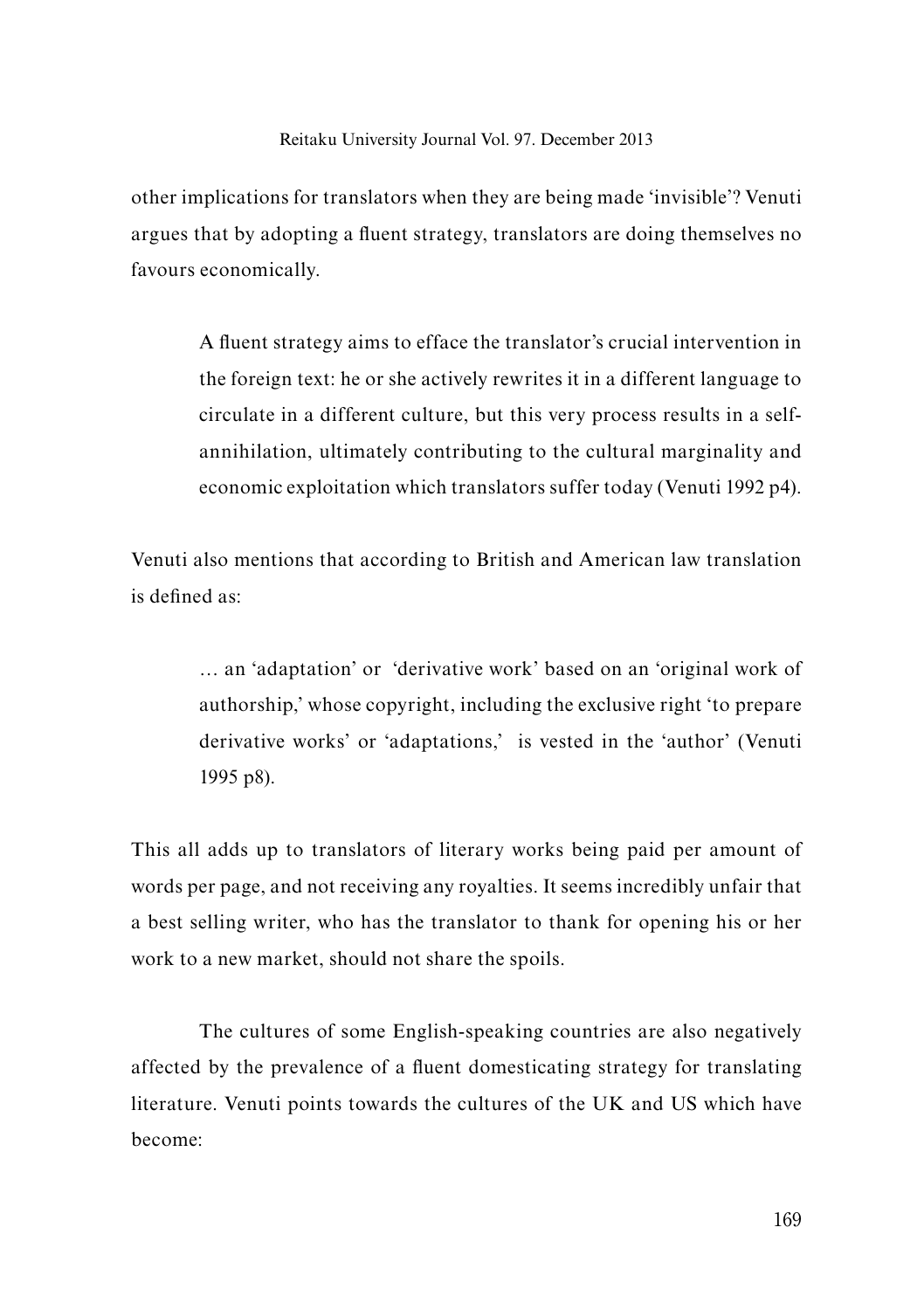other implications for translators when they are being made 'invisible'? Venuti argues that by adopting a fluent strategy, translators are doing themselves no favours economically.

> A fluent strategy aims to efface the translator's crucial intervention in the foreign text: he or she actively rewrites it in a different language to circulate in a different culture, but this very process results in a self-annihilation, ultimately contributing to the cultural marginality and economic exploitation which translators suffer today (Venuti 1992 p4).

Venuti also mentions that according to British and American law translation is defined as:

> … an 'adaptation' or 'derivative work' based on an 'original work of authorship,' whose copyright, including the exclusive right 'to prepare derivative works' or 'adaptations,' is vested in the 'author' (Venuti 1995 p8).

This all adds up to translators of literary works being paid per amount of words per page, and not receiving any royalties. It seems incredibly unfair that a best selling writer, who has the translator to thank for opening his or her work to a new market, should not share the spoils.

The cultures of some English-speaking countries are also negatively affected by the prevalence of a fluent domesticating strategy for translating literature. Venuti points towards the cultures of the UK and US which have become: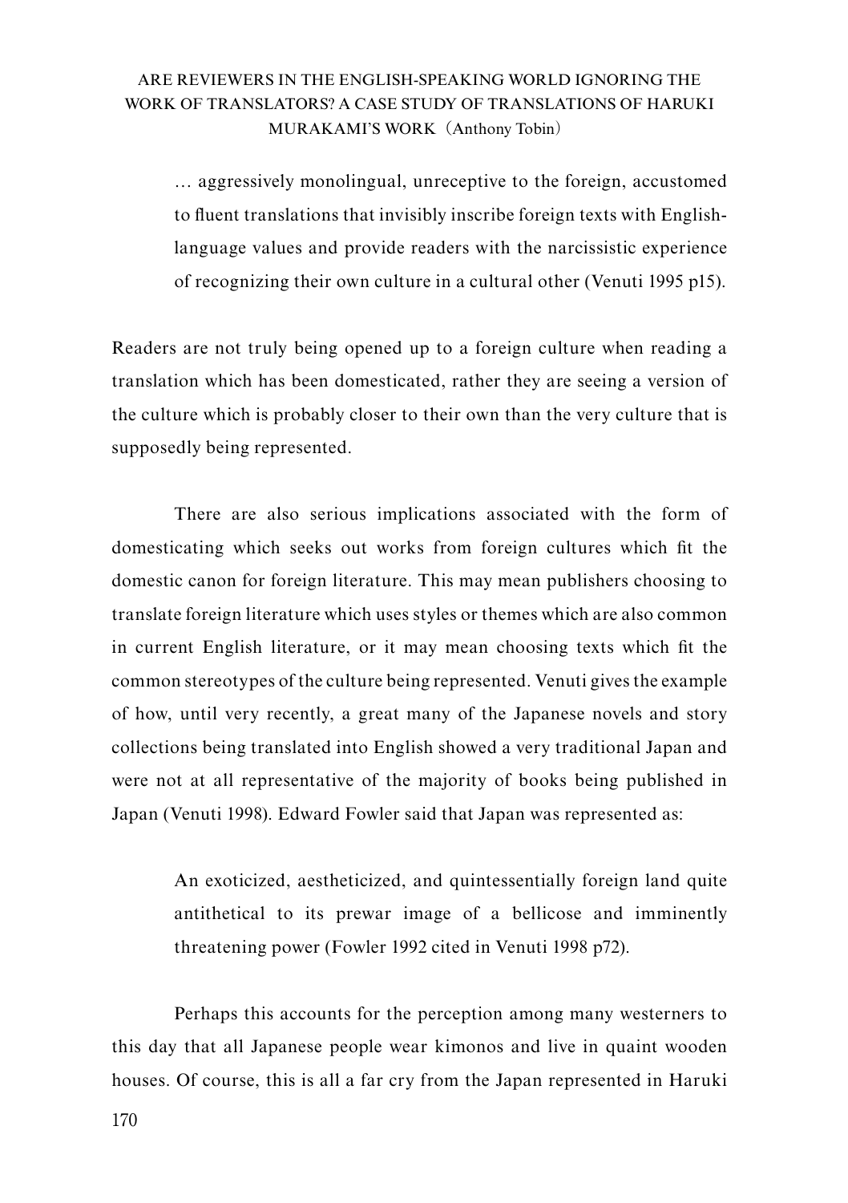> … aggressively monolingual, unreceptive to the foreign, accustomed to fluent translations that invisibly inscribe foreign texts with English-language values and provide readers with the narcissistic experience of recognizing their own culture in a cultural other (Venuti 1995 p15).

Readers are not truly being opened up to a foreign culture when reading a translation which has been domesticated, rather they are seeing a version of the culture which is probably closer to their own than the very culture that is supposedly being represented.

There are also serious implications associated with the form of domesticating which seeks out works from foreign cultures which fit the domestic canon for foreign literature. This may mean publishers choosing to translate foreign literature which uses styles or themes which are also common in current English literature, or it may mean choosing texts which fit the common stereotypes of the culture being represented. Venuti gives the example of how, until very recently, a great many of the Japanese novels and story collections being translated into English showed a very traditional Japan and were not at all representative of the majority of books being published in Japan (Venuti 1998). Edward Fowler said that Japan was represented as:

> An exoticized, aestheticized, and quintessentially foreign land quite antithetical to its prewar image of a bellicose and imminently threatening power (Fowler 1992 cited in Venuti 1998 p72).

Perhaps this accounts for the perception among many westerners to this day that all Japanese people wear kimonos and live in quaint wooden houses. Of course, this is all a far cry from the Japan represented in Haruki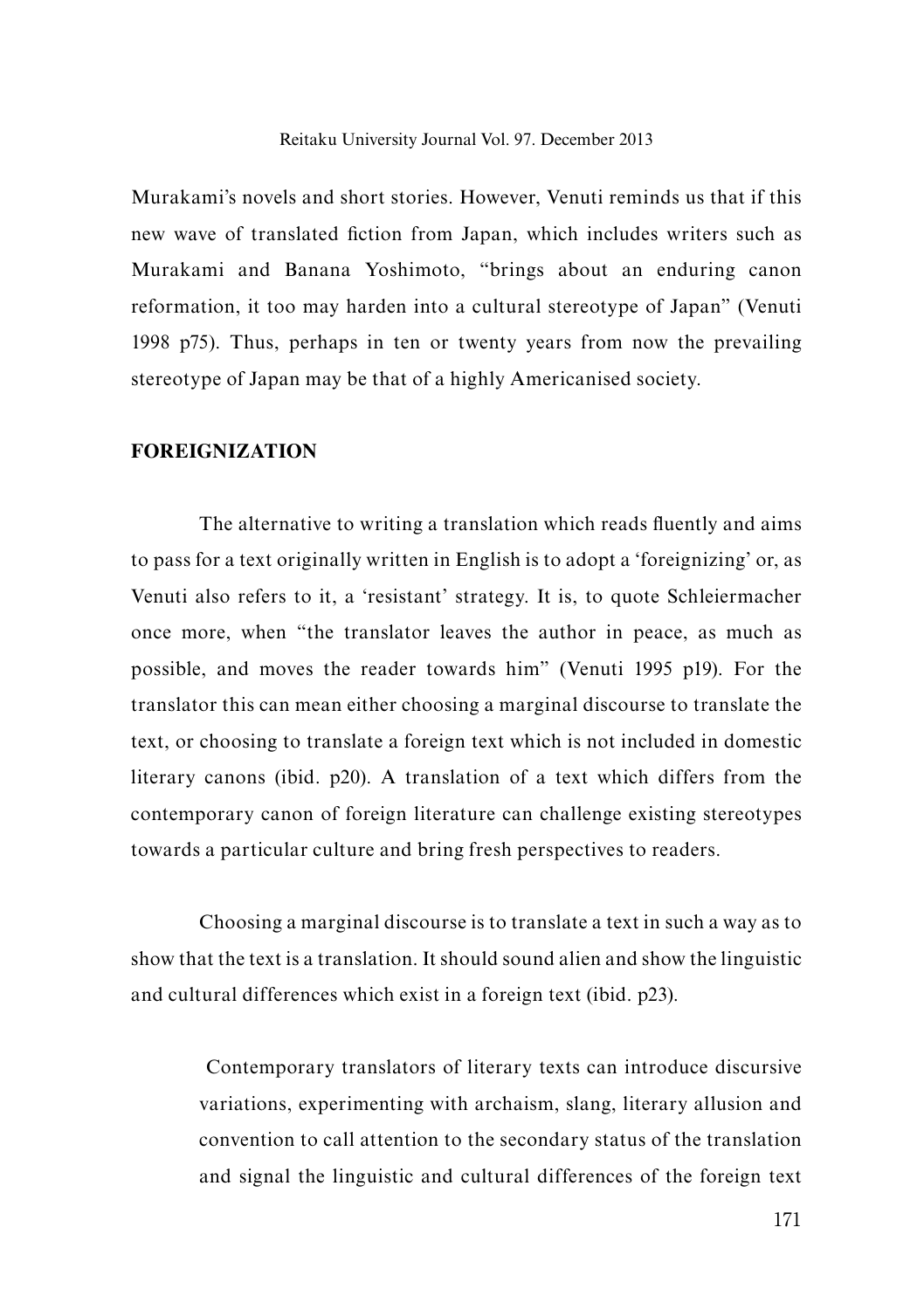Murakami's novels and short stories. However, Venuti reminds us that if this new wave of translated fiction from Japan, which includes writers such as Murakami and Banana Yoshimoto, "brings about an enduring canon reformation, it too may harden into a cultural stereotype of Japan" (Venuti 1998 p75). Thus, perhaps in ten or twenty years from now the prevailing stereotype of Japan may be that of a highly Americanised society.

## FOREIGNIZATION

The alternative to writing a translation which reads fluently and aims to pass for a text originally written in English is to adopt a 'foreignizing' or, as Venuti also refers to it, a 'resistant' strategy. It is, to quote Schleiermacher once more, when "the translator leaves the author in peace, as much as possible, and moves the reader towards him" (Venuti 1995 p19). For the translator this can mean either choosing a marginal discourse to translate the text, or choosing to translate a foreign text which is not included in domestic literary canons (ibid. p20). A translation of a text which differs from the contemporary canon of foreign literature can challenge existing stereotypes towards a particular culture and bring fresh perspectives to readers.

Choosing a marginal discourse is to translate a text in such a way as to show that the text is a translation. It should sound alien and show the linguistic and cultural differences which exist in a foreign text (ibid. p23).

> Contemporary translators of literary texts can introduce discursive variations, experimenting with archaism, slang, literary allusion and convention to call attention to the secondary status of the translation and signal the linguistic and cultural differences of the foreign text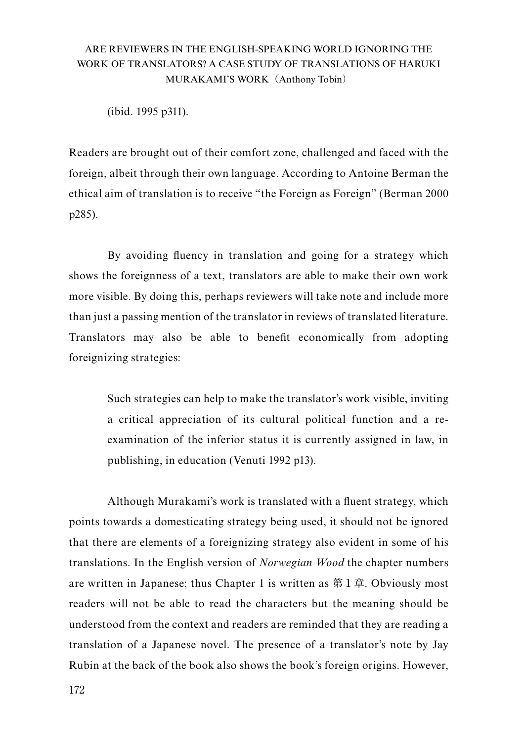(ibid. 1995 p311).

Readers are brought out of their comfort zone, challenged and faced with the foreign, albeit through their own language. According to Antoine Berman the ethical aim of translation is to receive "the Foreign as Foreign" (Berman 2000 p285).

By avoiding fluency in translation and going for a strategy which shows the foreignness of a text, translators are able to make their own work more visible. By doing this, perhaps reviewers will take note and include more than just a passing mention of the translator in reviews of translated literature. Translators may also be able to benefit economically from adopting foreignizing strategies:

> Such strategies can help to make the translator's work visible, inviting a critical appreciation of its cultural political function and a re-examination of the inferior status it is currently assigned in law, in publishing, in education (Venuti 1992 p13).

Although Murakami's work is translated with a fluent strategy, which points towards a domesticating strategy being used, it should not be ignored that there are elements of a foreignizing strategy also evident in some of his translations. In the English version of *Norwegian Wood* the chapter numbers are written in Japanese; thus Chapter 1 is written as 第1章. Obviously most readers will not be able to read the characters but the meaning should be understood from the context and readers are reminded that they are reading a translation of a Japanese novel. The presence of a translator's note by Jay Rubin at the back of the book also shows the book's foreign origins. However,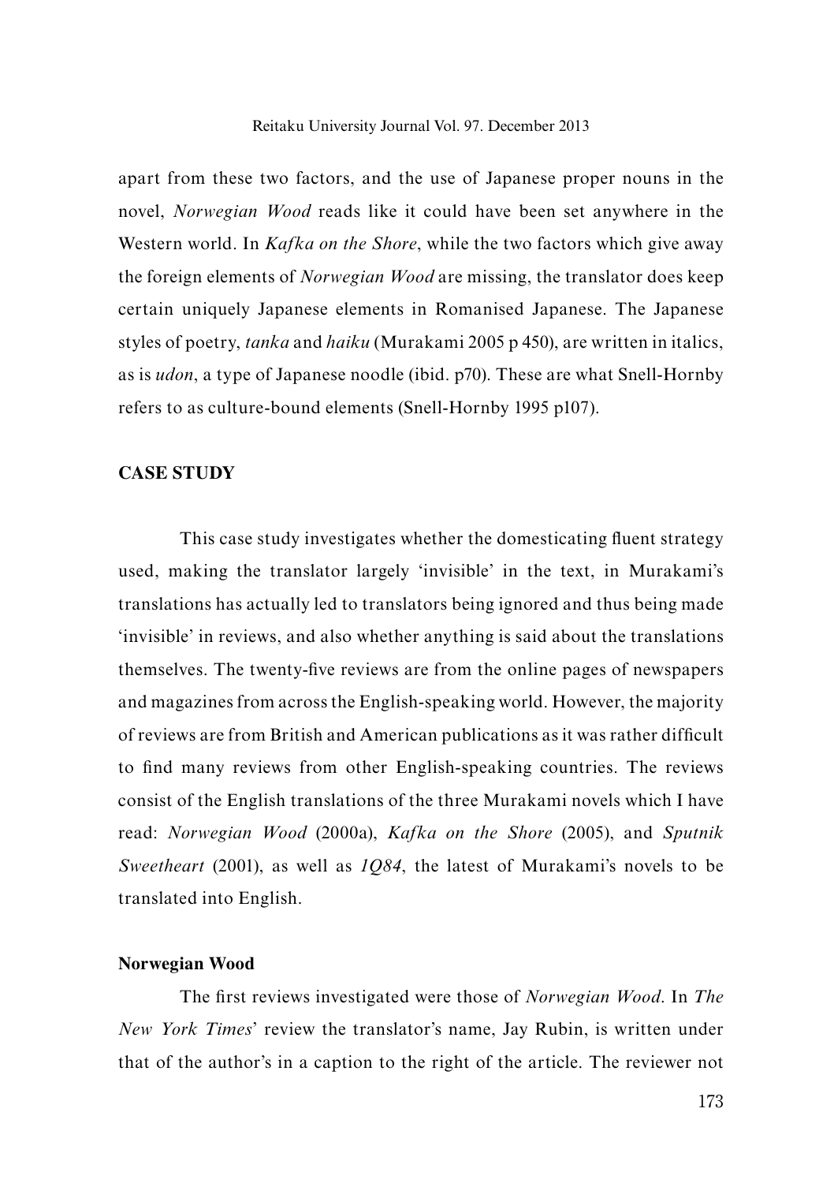apart from these two factors, and the use of Japanese proper nouns in the novel, *Norwegian Wood* reads like it could have been set anywhere in the Western world. In *Kafka on the Shore*, while the two factors which give away the foreign elements of *Norwegian Wood* are missing, the translator does keep certain uniquely Japanese elements in Romanised Japanese. The Japanese styles of poetry, *tanka* and *haiku* (Murakami 2005 p 450), are written in italics, as is *udon*, a type of Japanese noodle (ibid. p70). These are what Snell-Hornby refers to as culture-bound elements (Snell-Hornby 1995 p107).

## CASE STUDY

This case study investigates whether the domesticating fluent strategy used, making the translator largely 'invisible' in the text, in Murakami's translations has actually led to translators being ignored and thus being made 'invisible' in reviews, and also whether anything is said about the translations themselves. The twenty-five reviews are from the online pages of newspapers and magazines from across the English-speaking world. However, the majority of reviews are from British and American publications as it was rather difficult to find many reviews from other English-speaking countries. The reviews consist of the English translations of the three Murakami novels which I have read: *Norwegian Wood* (2000a), *Kafka on the Shore* (2005), and *Sputnik Sweetheart* (2001), as well as *1Q84*, the latest of Murakami's novels to be translated into English.

### Norwegian Wood

The first reviews investigated were those of *Norwegian Wood*. In *The New York Times*' review the translator's name, Jay Rubin, is written under that of the author's in a caption to the right of the article. The reviewer not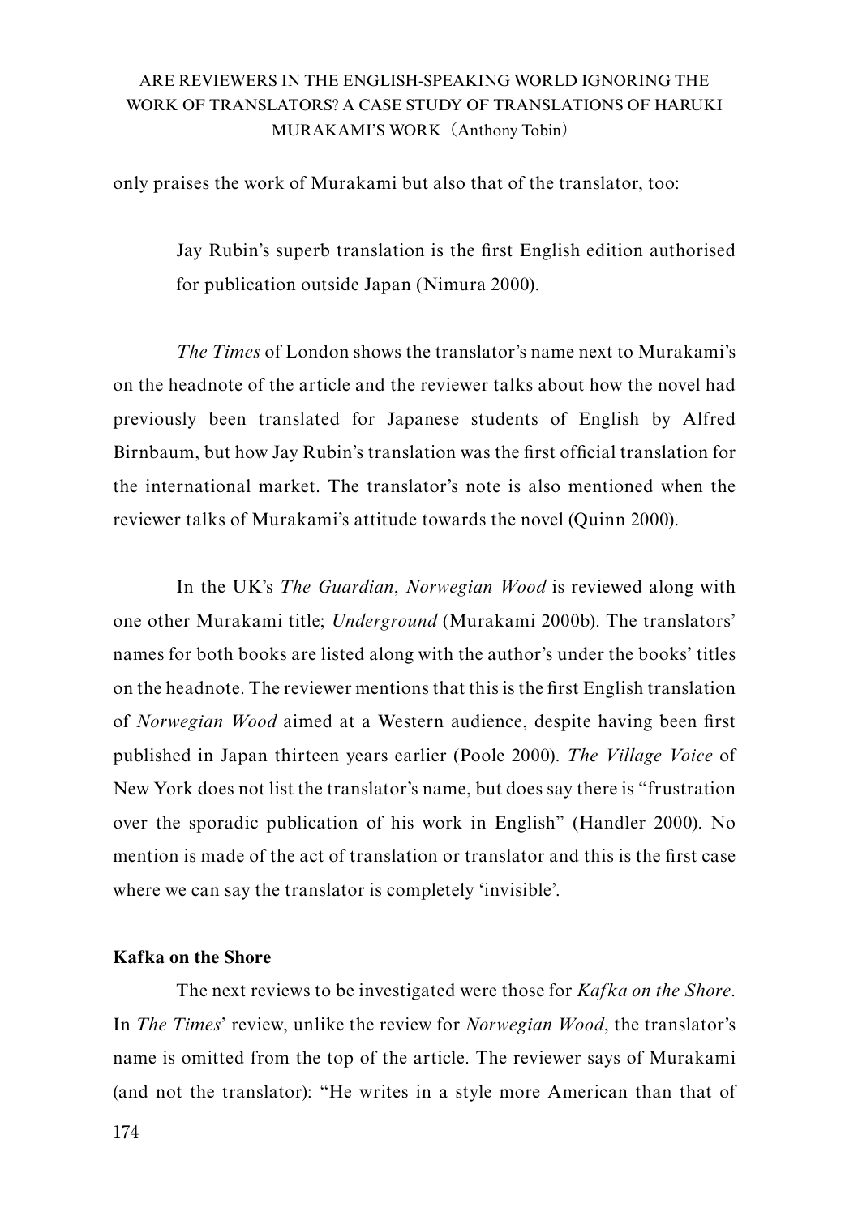only praises the work of Murakami but also that of the translator, too:

> Jay Rubin's superb translation is the first English edition authorised for publication outside Japan (Nimura 2000).

*The Times* of London shows the translator's name next to Murakami's on the headnote of the article and the reviewer talks about how the novel had previously been translated for Japanese students of English by Alfred Birnbaum, but how Jay Rubin's translation was the first official translation for the international market. The translator's note is also mentioned when the reviewer talks of Murakami's attitude towards the novel (Quinn 2000).

In the UK's *The Guardian*, *Norwegian Wood* is reviewed along with one other Murakami title; *Underground* (Murakami 2000b). The translators' names for both books are listed along with the author's under the books' titles on the headnote. The reviewer mentions that this is the first English translation of *Norwegian Wood* aimed at a Western audience, despite having been first published in Japan thirteen years earlier (Poole 2000). *The Village Voice* of New York does not list the translator's name, but does say there is "frustration over the sporadic publication of his work in English" (Handler 2000). No mention is made of the act of translation or translator and this is the first case where we can say the translator is completely 'invisible'.

**Kafka on the Shore**

The next reviews to be investigated were those for *Kafka on the Shore*. In *The Times*' review, unlike the review for *Norwegian Wood*, the translator's name is omitted from the top of the article. The reviewer says of Murakami (and not the translator): "He writes in a style more American than that of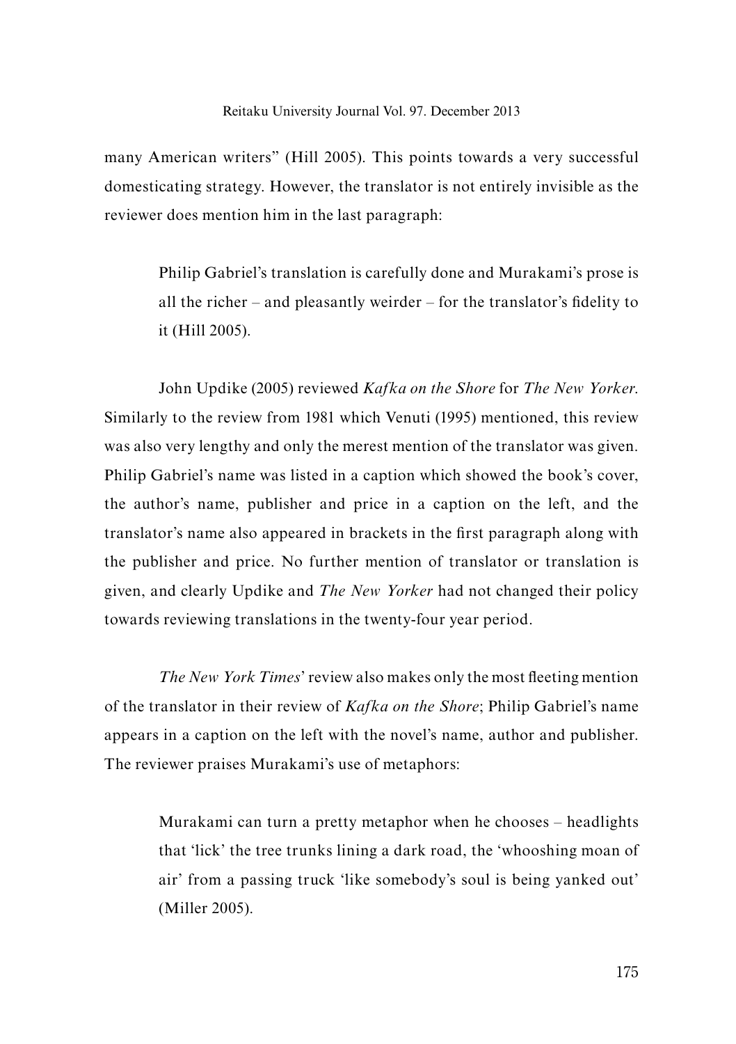many American writers" (Hill 2005). This points towards a very successful domesticating strategy. However, the translator is not entirely invisible as the reviewer does mention him in the last paragraph:

> Philip Gabriel's translation is carefully done and Murakami's prose is all the richer – and pleasantly weirder – for the translator's fidelity to it (Hill 2005).

John Updike (2005) reviewed *Kafka on the Shore* for *The New Yorker*. Similarly to the review from 1981 which Venuti (1995) mentioned, this review was also very lengthy and only the merest mention of the translator was given. Philip Gabriel's name was listed in a caption which showed the book's cover, the author's name, publisher and price in a caption on the left, and the translator's name also appeared in brackets in the first paragraph along with the publisher and price. No further mention of translator or translation is given, and clearly Updike and *The New Yorker* had not changed their policy towards reviewing translations in the twenty-four year period.

*The New York Times*' review also makes only the most fleeting mention of the translator in their review of *Kafka on the Shore*; Philip Gabriel's name appears in a caption on the left with the novel's name, author and publisher. The reviewer praises Murakami's use of metaphors:

> Murakami can turn a pretty metaphor when he chooses – headlights that 'lick' the tree trunks lining a dark road, the 'whooshing moan of air' from a passing truck 'like somebody's soul is being yanked out' (Miller 2005).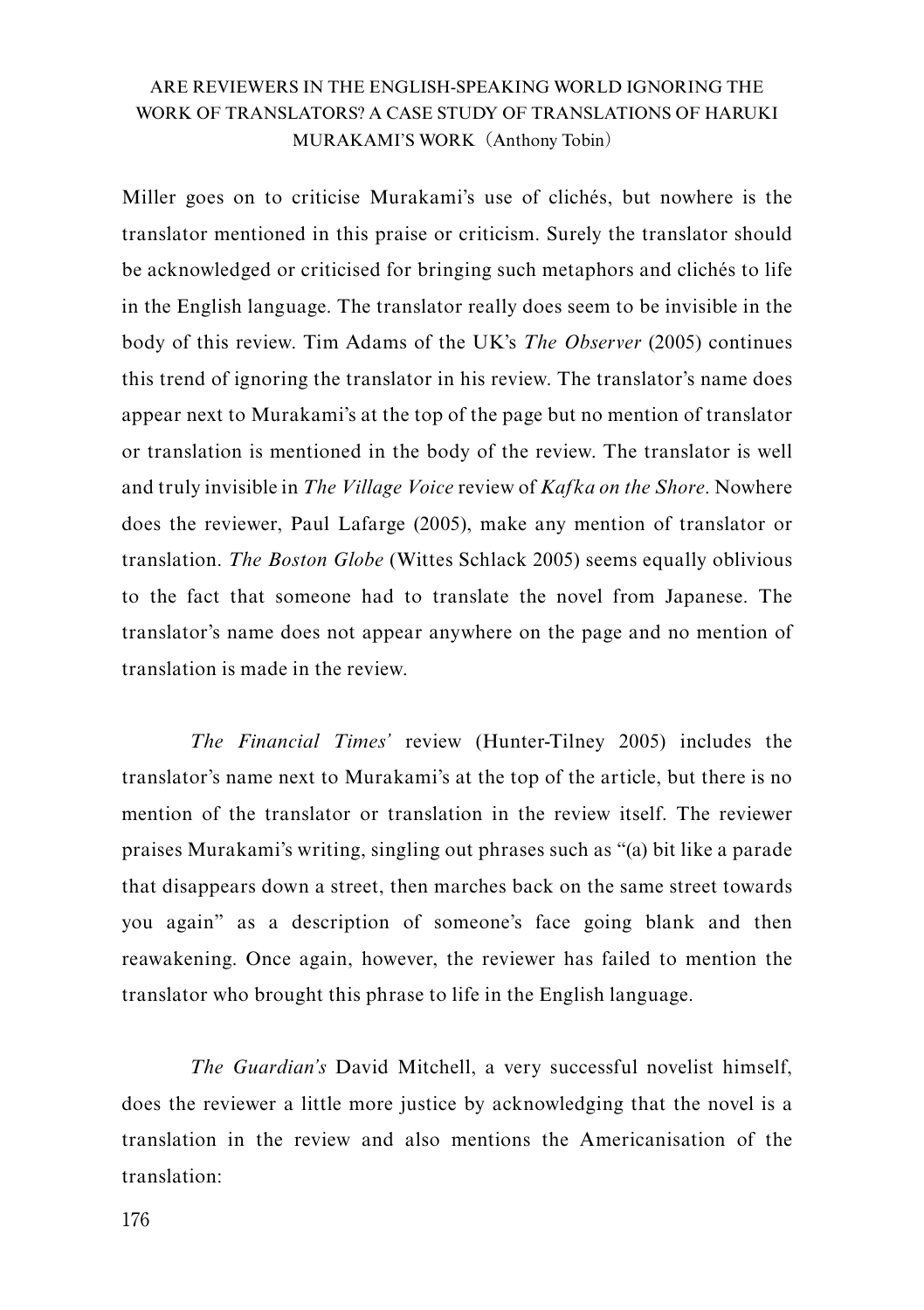Miller goes on to criticise Murakami's use of clichés, but nowhere is the translator mentioned in this praise or criticism. Surely the translator should be acknowledged or criticised for bringing such metaphors and clichés to life in the English language. The translator really does seem to be invisible in the body of this review. Tim Adams of the UK's *The Observer* (2005) continues this trend of ignoring the translator in his review. The translator's name does appear next to Murakami's at the top of the page but no mention of translator or translation is mentioned in the body of the review. The translator is well and truly invisible in *The Village Voice* review of *Kafka on the Shore*. Nowhere does the reviewer, Paul Lafarge (2005), make any mention of translator or translation. *The Boston Globe* (Wittes Schlack 2005) seems equally oblivious to the fact that someone had to translate the novel from Japanese. The translator's name does not appear anywhere on the page and no mention of translation is made in the review.

*The Financial Times'* review (Hunter-Tilney 2005) includes the translator's name next to Murakami's at the top of the article, but there is no mention of the translator or translation in the review itself. The reviewer praises Murakami's writing, singling out phrases such as "(a) bit like a parade that disappears down a street, then marches back on the same street towards you again" as a description of someone's face going blank and then reawakening. Once again, however, the reviewer has failed to mention the translator who brought this phrase to life in the English language.

*The Guardian's* David Mitchell, a very successful novelist himself, does the reviewer a little more justice by acknowledging that the novel is a translation in the review and also mentions the Americanisation of the translation: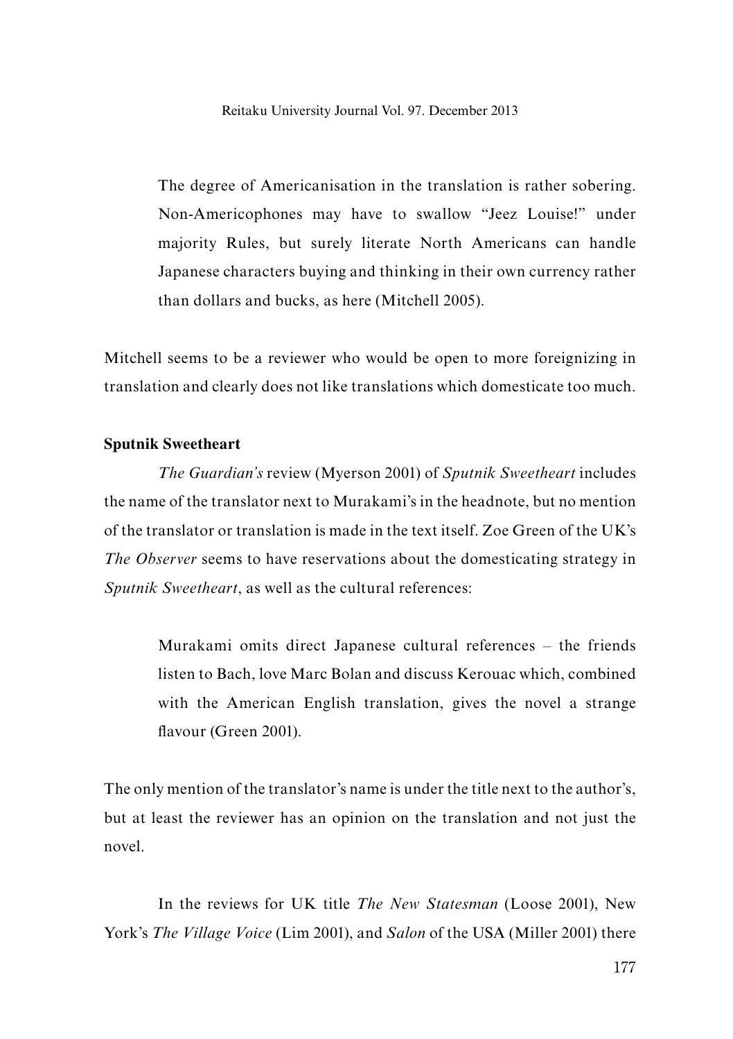> The degree of Americanisation in the translation is rather sobering. Non-Americophones may have to swallow "Jeez Louise!" under majority Rules, but surely literate North Americans can handle Japanese characters buying and thinking in their own currency rather than dollars and bucks, as here (Mitchell 2005).

Mitchell seems to be a reviewer who would be open to more foreignizing in translation and clearly does not like translations which domesticate too much.

**Sputnik Sweetheart**

*The Guardian's* review (Myerson 2001) of *Sputnik Sweetheart* includes the name of the translator next to Murakami's in the headnote, but no mention of the translator or translation is made in the text itself. Zoe Green of the UK's *The Observer* seems to have reservations about the domesticating strategy in *Sputnik Sweetheart*, as well as the cultural references:

> Murakami omits direct Japanese cultural references – the friends listen to Bach, love Marc Bolan and discuss Kerouac which, combined with the American English translation, gives the novel a strange flavour (Green 2001).

The only mention of the translator's name is under the title next to the author's, but at least the reviewer has an opinion on the translation and not just the novel.

In the reviews for UK title *The New Statesman* (Loose 2001), New York's *The Village Voice* (Lim 2001), and *Salon* of the USA (Miller 2001) there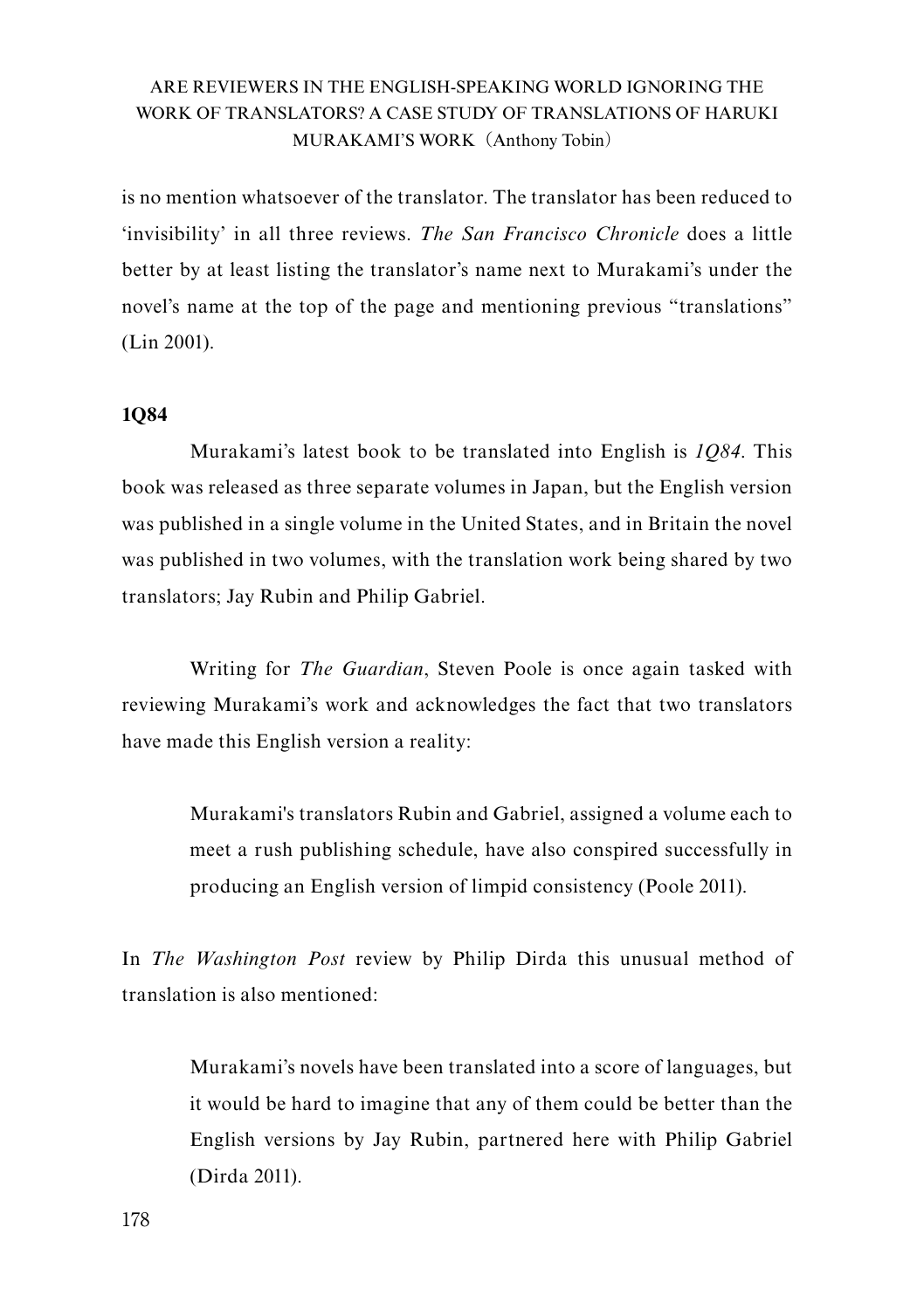is no mention whatsoever of the translator. The translator has been reduced to 'invisibility' in all three reviews. *The San Francisco Chronicle* does a little better by at least listing the translator's name next to Murakami's under the novel's name at the top of the page and mentioning previous "translations" (Lin 2001).

**1Q84**

Murakami's latest book to be translated into English is *1Q84*. This book was released as three separate volumes in Japan, but the English version was published in a single volume in the United States, and in Britain the novel was published in two volumes, with the translation work being shared by two translators; Jay Rubin and Philip Gabriel.

Writing for *The Guardian*, Steven Poole is once again tasked with reviewing Murakami's work and acknowledges the fact that two translators have made this English version a reality:

> Murakami's translators Rubin and Gabriel, assigned a volume each to meet a rush publishing schedule, have also conspired successfully in producing an English version of limpid consistency (Poole 2011).

In *The Washington Post* review by Philip Dirda this unusual method of translation is also mentioned:

> Murakami's novels have been translated into a score of languages, but it would be hard to imagine that any of them could be better than the English versions by Jay Rubin, partnered here with Philip Gabriel (Dirda 2011).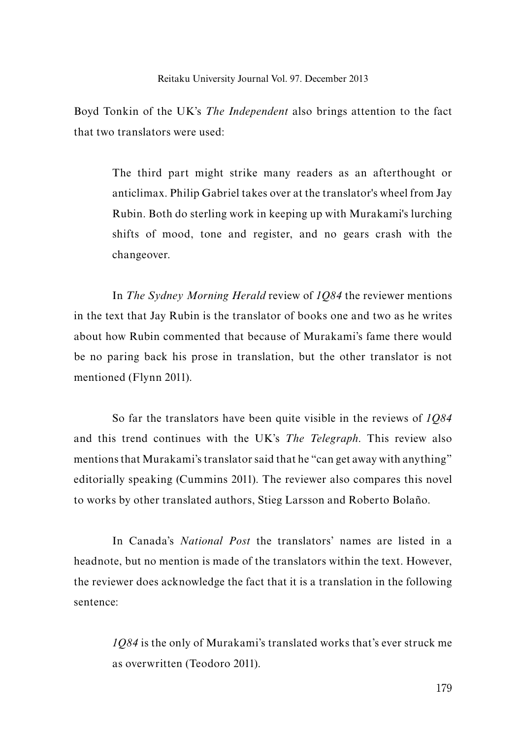Boyd Tonkin of the UK's *The Independent* also brings attention to the fact that two translators were used:

> The third part might strike many readers as an afterthought or anticlimax. Philip Gabriel takes over at the translator's wheel from Jay Rubin. Both do sterling work in keeping up with Murakami's lurching shifts of mood, tone and register, and no gears crash with the changeover.

In *The Sydney Morning Herald* review of *1Q84* the reviewer mentions in the text that Jay Rubin is the translator of books one and two as he writes about how Rubin commented that because of Murakami's fame there would be no paring back his prose in translation, but the other translator is not mentioned (Flynn 2011).

So far the translators have been quite visible in the reviews of *1Q84* and this trend continues with the UK's *The Telegraph*. This review also mentions that Murakami's translator said that he "can get away with anything" editorially speaking (Cummins 2011). The reviewer also compares this novel to works by other translated authors, Stieg Larsson and Roberto Bolaño.

In Canada's *National Post* the translators' names are listed in a headnote, but no mention is made of the translators within the text. However, the reviewer does acknowledge the fact that it is a translation in the following sentence:

> *1Q84* is the only of Murakami's translated works that's ever struck me as overwritten (Teodoro 2011).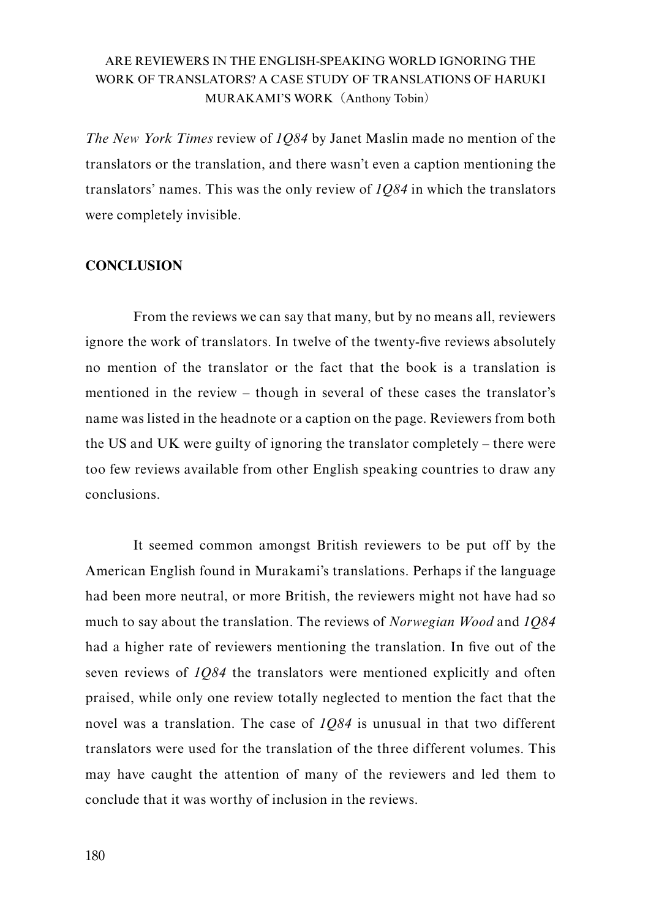*The New York Times* review of *1Q84* by Janet Maslin made no mention of the translators or the translation, and there wasn't even a caption mentioning the translators' names. This was the only review of *1Q84* in which the translators were completely invisible.

## CONCLUSION

From the reviews we can say that many, but by no means all, reviewers ignore the work of translators. In twelve of the twenty-five reviews absolutely no mention of the translator or the fact that the book is a translation is mentioned in the review – though in several of these cases the translator's name was listed in the headnote or a caption on the page. Reviewers from both the US and UK were guilty of ignoring the translator completely – there were too few reviews available from other English speaking countries to draw any conclusions.

It seemed common amongst British reviewers to be put off by the American English found in Murakami's translations. Perhaps if the language had been more neutral, or more British, the reviewers might not have had so much to say about the translation. The reviews of *Norwegian Wood* and *1Q84* had a higher rate of reviewers mentioning the translation. In five out of the seven reviews of *1Q84* the translators were mentioned explicitly and often praised, while only one review totally neglected to mention the fact that the novel was a translation. The case of *1Q84* is unusual in that two different translators were used for the translation of the three different volumes. This may have caught the attention of many of the reviewers and led them to conclude that it was worthy of inclusion in the reviews.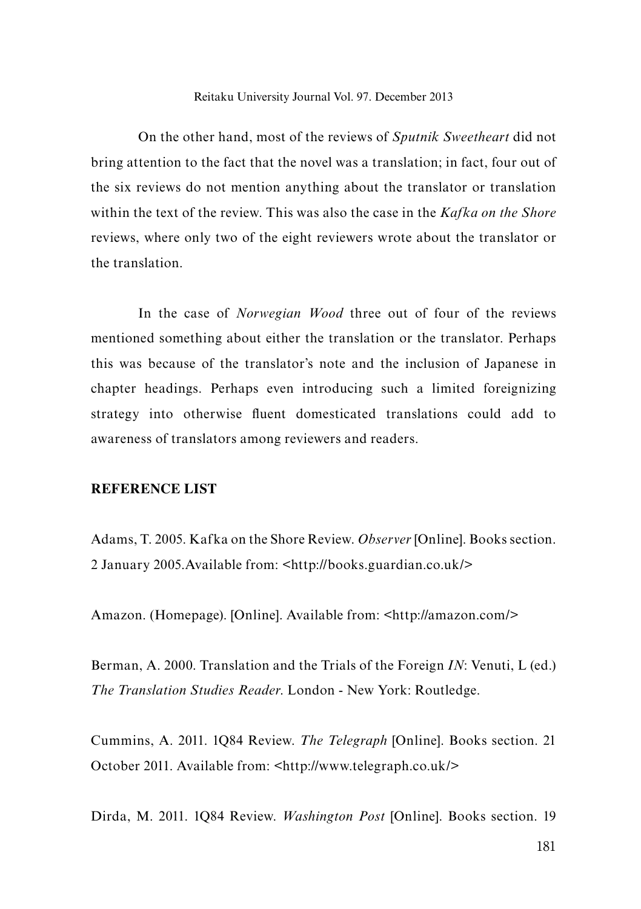On the other hand, most of the reviews of *Sputnik Sweetheart* did not bring attention to the fact that the novel was a translation; in fact, four out of the six reviews do not mention anything about the translator or translation within the text of the review. This was also the case in the *Kafka on the Shore* reviews, where only two of the eight reviewers wrote about the translator or the translation.

In the case of *Norwegian Wood* three out of four of the reviews mentioned something about either the translation or the translator. Perhaps this was because of the translator's note and the inclusion of Japanese in chapter headings. Perhaps even introducing such a limited foreignizing strategy into otherwise fluent domesticated translations could add to awareness of translators among reviewers and readers.

**REFERENCE LIST**

Adams, T. 2005. Kafka on the Shore Review. *Observer* [Online]. Books section. 2 January 2005.Available from: <http://books.guardian.co.uk/>

Amazon. (Homepage). [Online]. Available from: <http://amazon.com/>

Berman, A. 2000. Translation and the Trials of the Foreign *IN*: Venuti, L (ed.) *The Translation Studies Reader*. London - New York: Routledge.

Cummins, A. 2011. 1Q84 Review. *The Telegraph* [Online]. Books section. 21 October 2011. Available from: <http://www.telegraph.co.uk/>

Dirda, M. 2011. 1Q84 Review. *Washington Post* [Online]. Books section. 19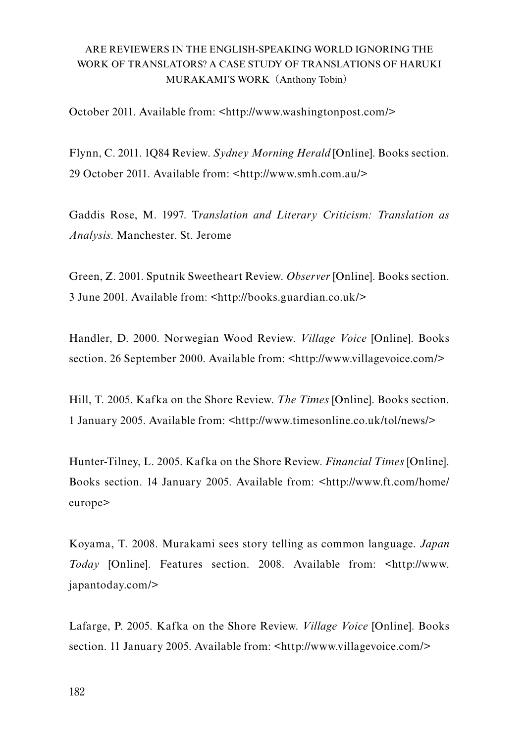October 2011. Available from: <http://www.washingtonpost.com/>

Flynn, C. 2011. 1Q84 Review. *Sydney Morning Herald* [Online]. Books section. 29 October 2011. Available from: <http://www.smh.com.au/>

Gaddis Rose, M. 1997. T*ranslation and Literary Criticism: Translation as Analysis*. Manchester. St. Jerome

Green, Z. 2001. Sputnik Sweetheart Review. *Observer* [Online]. Books section. 3 June 2001. Available from: <http://books.guardian.co.uk/>

Handler, D. 2000. Norwegian Wood Review. *Village Voice* [Online]. Books section. 26 September 2000. Available from: <http://www.villagevoice.com/>

Hill, T. 2005. Kafka on the Shore Review. *The Times* [Online]. Books section. 1 January 2005. Available from: <http://www.timesonline.co.uk/tol/news/>

Hunter-Tilney, L. 2005. Kafka on the Shore Review. *Financial Times* [Online]. Books section. 14 January 2005. Available from: <http://www.ft.com/home/europe>

Koyama, T. 2008. Murakami sees story telling as common language. *Japan Today* [Online]. Features section. 2008. Available from: <http://www.japantoday.com/>

Lafarge, P. 2005. Kafka on the Shore Review. *Village Voice* [Online]. Books section. 11 January 2005. Available from: <http://www.villagevoice.com/>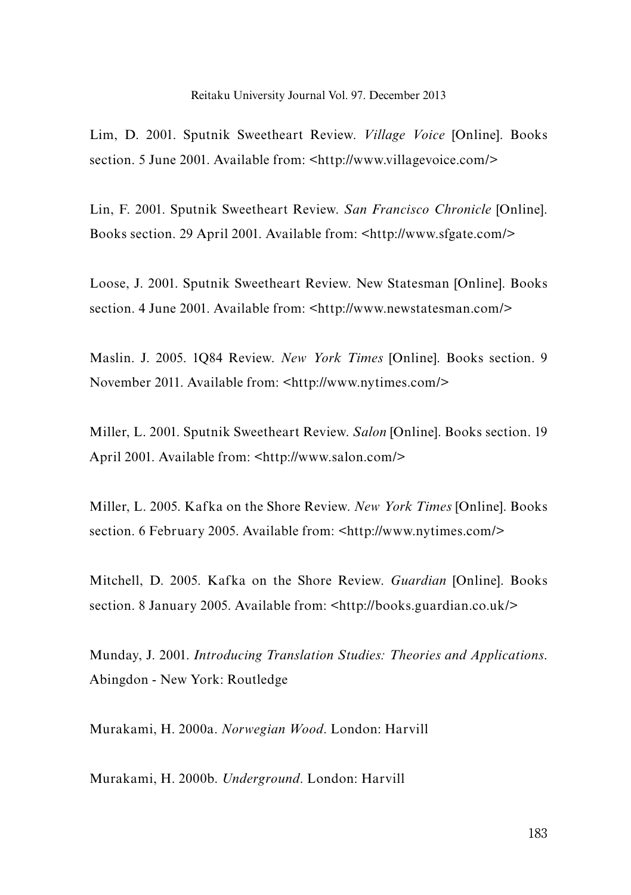Lim, D. 2001. Sputnik Sweetheart Review. *Village Voice* [Online]. Books section. 5 June 2001. Available from: <http://www.villagevoice.com/>

Lin, F. 2001. Sputnik Sweetheart Review. *San Francisco Chronicle* [Online]. Books section. 29 April 2001. Available from: <http://www.sfgate.com/>

Loose, J. 2001. Sputnik Sweetheart Review. New Statesman [Online]. Books section. 4 June 2001. Available from: <http://www.newstatesman.com/>

Maslin. J. 2005. 1Q84 Review. *New York Times* [Online]. Books section. 9 November 2011. Available from: <http://www.nytimes.com/>

Miller, L. 2001. Sputnik Sweetheart Review. *Salon* [Online]. Books section. 19 April 2001. Available from: <http://www.salon.com/>

Miller, L. 2005. Kafka on the Shore Review. *New York Times* [Online]. Books section. 6 February 2005. Available from: <http://www.nytimes.com/>

Mitchell, D. 2005. Kafka on the Shore Review. *Guardian* [Online]. Books section. 8 January 2005. Available from: <http://books.guardian.co.uk/>

Munday, J. 2001. *Introducing Translation Studies: Theories and Applications*. Abingdon - New York: Routledge

Murakami, H. 2000a. *Norwegian Wood*. London: Harvill

Murakami, H. 2000b. *Underground*. London: Harvill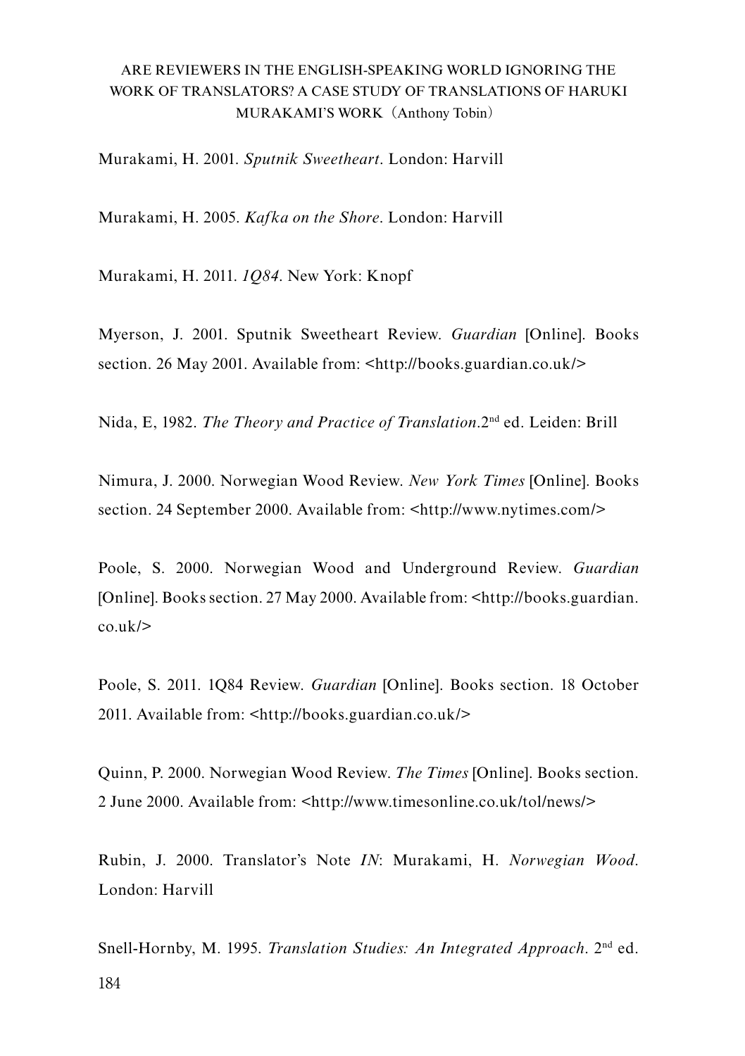Murakami, H. 2001. *Sputnik Sweetheart*. London: Harvill

Murakami, H. 2005. *Kafka on the Shore*. London: Harvill

Murakami, H. 2011. *1Q84*. New York: Knopf

Myerson, J. 2001. Sputnik Sweetheart Review. *Guardian* [Online]. Books section. 26 May 2001. Available from: <http://books.guardian.co.uk/>

Nida, E, 1982. *The Theory and Practice of Translation*.2nd ed. Leiden: Brill

Nimura, J. 2000. Norwegian Wood Review. *New York Times* [Online]. Books section. 24 September 2000. Available from: <http://www.nytimes.com/>

Poole, S. 2000. Norwegian Wood and Underground Review. *Guardian* [Online]. Books section. 27 May 2000. Available from: <http://books.guardian.co.uk/>

Poole, S. 2011. 1Q84 Review. *Guardian* [Online]. Books section. 18 October 2011. Available from: <http://books.guardian.co.uk/>

Quinn, P. 2000. Norwegian Wood Review. *The Times* [Online]. Books section. 2 June 2000. Available from: <http://www.timesonline.co.uk/tol/news/>

Rubin, J. 2000. Translator's Note *IN*: Murakami, H. *Norwegian Wood*. London: Harvill

Snell-Hornby, M. 1995. *Translation Studies: An Integrated Approach*. 2nd ed.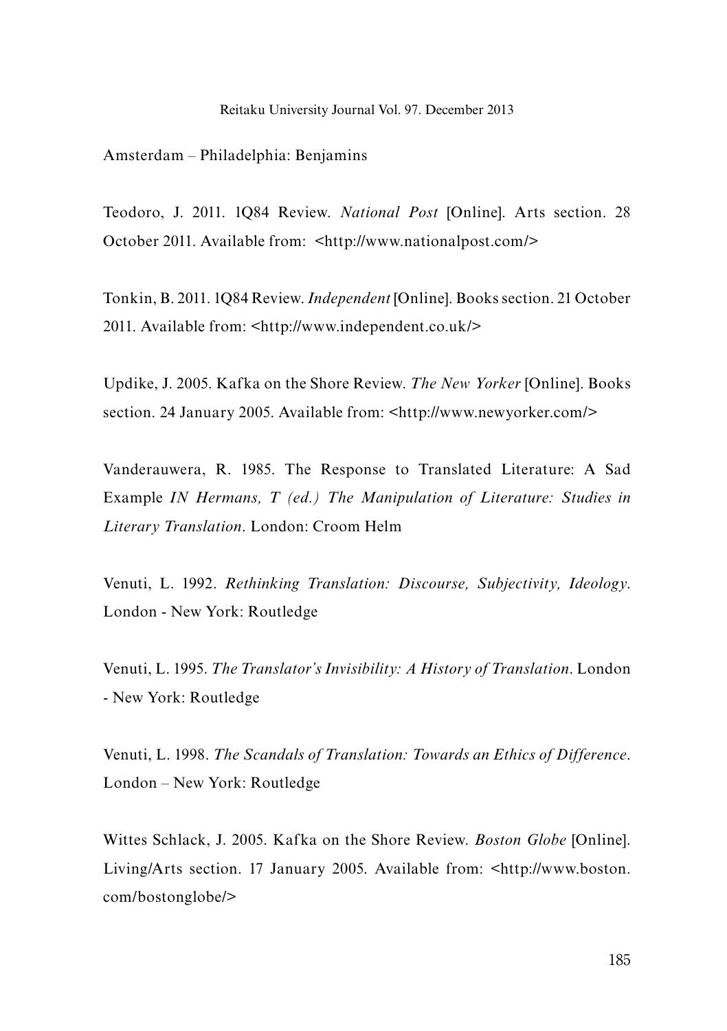Amsterdam – Philadelphia: Benjamins

Teodoro, J. 2011. 1Q84 Review. *National Post* [Online]. Arts section. 28 October 2011. Available from: <http://www.nationalpost.com/>

Tonkin, B. 2011. 1Q84 Review. *Independent* [Online]. Books section. 21 October 2011. Available from: <http://www.independent.co.uk/>

Updike, J. 2005. Kafka on the Shore Review. *The New Yorker* [Online]. Books section. 24 January 2005. Available from: <http://www.newyorker.com/>

Vanderauwera, R. 1985. The Response to Translated Literature: A Sad Example *IN Hermans, T (ed.) The Manipulation of Literature: Studies in Literary Translation*. London: Croom Helm

Venuti, L. 1992. *Rethinking Translation: Discourse, Subjectivity, Ideology*. London - New York: Routledge

Venuti, L. 1995. *The Translator's Invisibility: A History of Translation*. London - New York: Routledge

Venuti, L. 1998. *The Scandals of Translation: Towards an Ethics of Difference*. London – New York: Routledge

Wittes Schlack, J. 2005. Kafka on the Shore Review. *Boston Globe* [Online]. Living/Arts section. 17 January 2005. Available from: <http://www.boston.com/bostonglobe/>